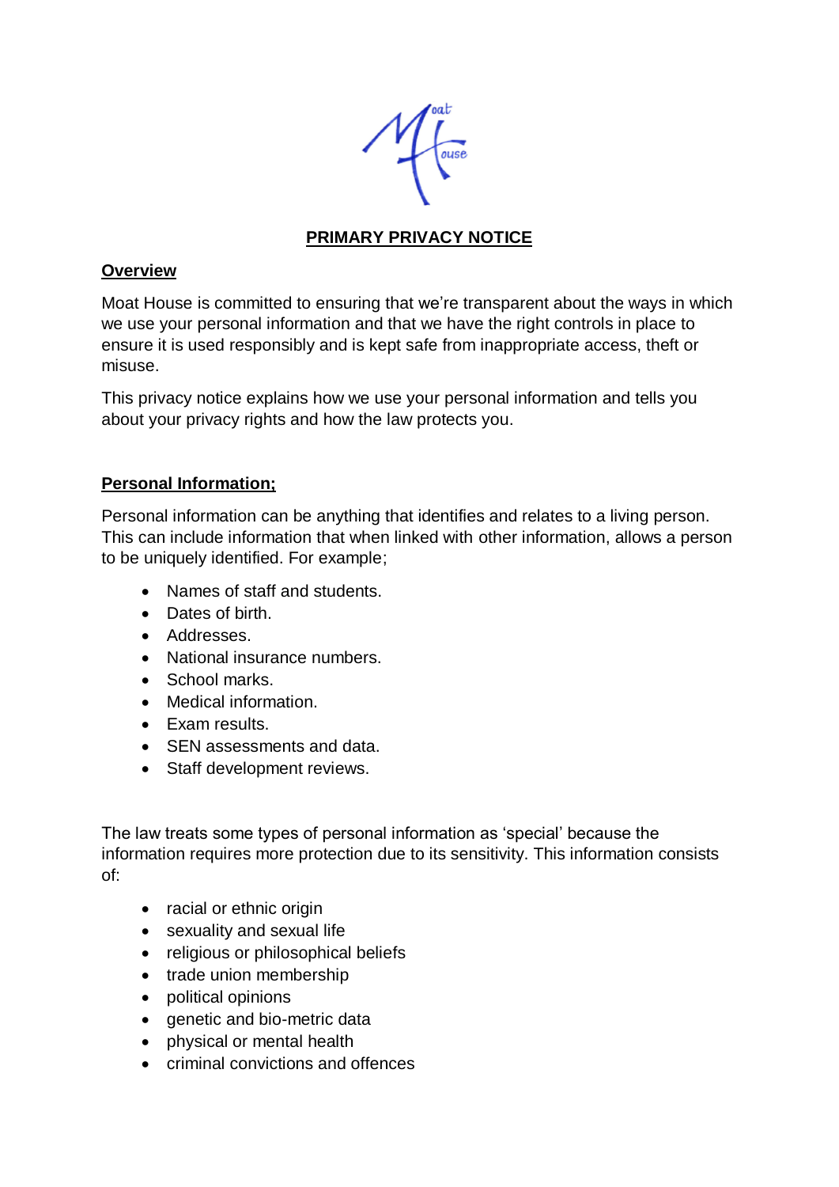# PRIMARY PRIVACY NOTICE

## Overview

Moat House is committed to ensuring that we're transparent about the ways in which we use your personal information and that we have the right controls in place to ensure it is used responsibly and is kept safe from inappropriate access, theft or misuse.

This privacy notice explains how we use your personal information and tells you about your privacy rights and how the law protects you.

## Personal Information;

Personal information can be anything that identifies and relates to a living person. This can include information that when linked with other information, allows a person to be uniquely identified. For example;

- Names of staff and students.
- Dates of birth.
- Addresses.
- National insurance numbers.
- School marks.
- Medical information.
- Exam results.
- SEN assessments and data.
- Staff development reviews.

The law treats some types of personal information as 'special' because the information requires more protection due to its sensitivity. This information consists of:

- racial or ethnic origin
- sexuality and sexual life
- religious or philosophical beliefs
- trade union membership
- political opinions
- genetic and bio-metric data
- physical or mental health
- criminal convictions and offences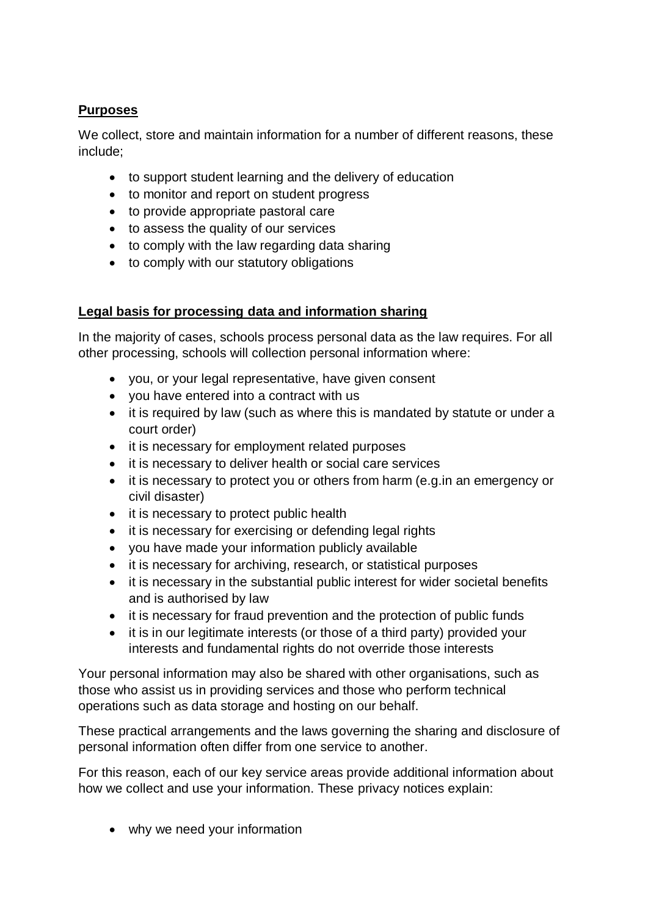## **Purposes**

We collect, store and maintain information for a number of different reasons, these include;

- to support student learning and the delivery of education
- to monitor and report on student progress
- to provide appropriate pastoral care
- to assess the quality of our services
- to comply with the law regarding data sharing
- to comply with our statutory obligations

## **Legal basis for processing data and information sharing**

In the majority of cases, schools process personal data as the law requires. For all other processing, schools will collection personal information where:

- you, or your legal representative, have given consent
- you have entered into a contract with us
- it is required by law (such as where this is mandated by statute or under a court order)
- it is necessary for employment related purposes
- it is necessary to deliver health or social care services
- it is necessary to protect you or others from harm (e.g.in an emergency or civil disaster)
- it is necessary to protect public health
- it is necessary for exercising or defending legal rights
- you have made your information publicly available
- it is necessary for archiving, research, or statistical purposes
- it is necessary in the substantial public interest for wider societal benefits and is authorised by law
- it is necessary for fraud prevention and the protection of public funds
- it is in our legitimate interests (or those of a third party) provided your interests and fundamental rights do not override those interests

Your personal information may also be shared with other organisations, such as those who assist us in providing services and those who perform technical operations such as data storage and hosting on our behalf.

These practical arrangements and the laws governing the sharing and disclosure of personal information often differ from one service to another.

For this reason, each of our key service areas provide additional information about how we collect and use your information. These privacy notices explain:

- why we need your information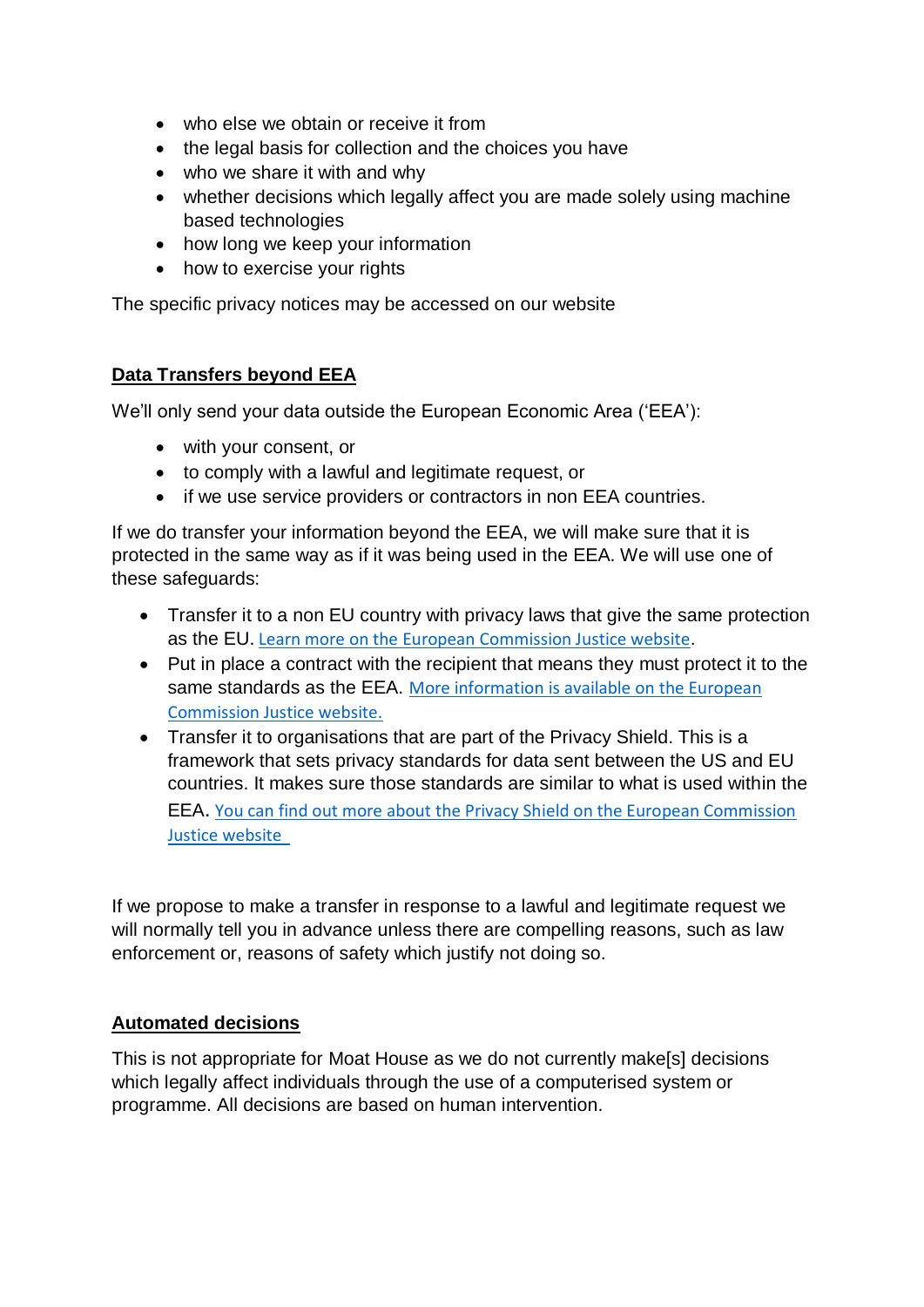- who else we obtain or receive it from
- the legal basis for collection and the choices you have
- who we share it with and why
- whether decisions which legally affect you are made solely using machine based technologies
- how long we keep your information
- how to exercise your rights

The specific privacy notices may be accessed on our website

## Data Transfers beyond EEA

We'll only send your data outside the European Economic Area ('EEA'):

- with your consent, or
- to comply with a lawful and legitimate request, or
- if we use service providers or contractors in non EEA countries.

If we do transfer your information beyond the EEA, we will make sure that it is protected in the same way as if it was being used in the EEA. We will use one of these safeguards:

- Transfer it to a non EU country with privacy laws that give the same protection as the EU. Learn more on the European Commission Justice website.
- Put in place a contract with the recipient that means they must protect it to the same standards as the EEA. More information is available on the European Commission Justice website.
- Transfer it to organisations that are part of the Privacy Shield. This is a framework that sets privacy standards for data sent between the US and EU countries. It makes sure those standards are similar to what is used within the EEA. You can find out more about the Privacy Shield on the European Commission Justice website

If we propose to make a transfer in response to a lawful and legitimate request we will normally tell you in advance unless there are compelling reasons, such as law enforcement or, reasons of safety which justify not doing so.

## Automated decisions

This is not appropriate for Moat House as we do not currently make[s] decisions which legally affect individuals through the use of a computerised system or programme. All decisions are based on human intervention.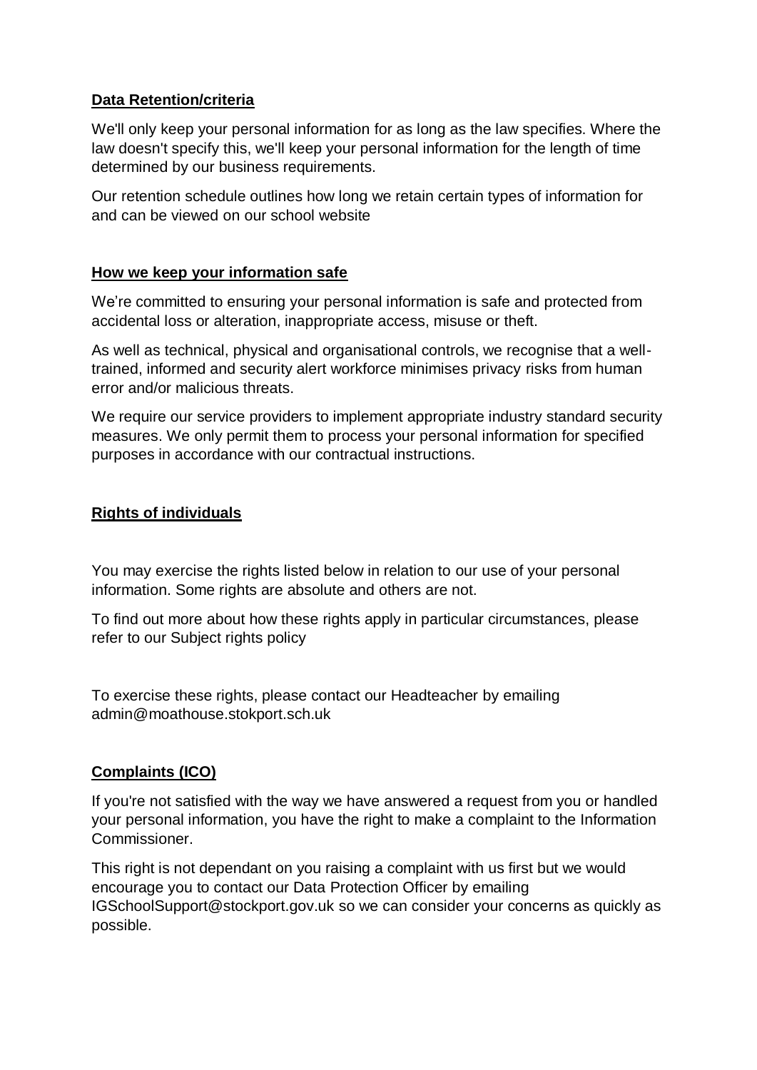## Data Retention/criteria

We'll only keep your personal information for as long as the law specifies. Where the law doesn't specify this, we'll keep your personal information for the length of time determined by our business requirements.

Our retention schedule outlines how long we retain certain types of information for and can be viewed on our school website

## How we keep your information safe

We're committed to ensuring your personal information is safe and protected from accidental loss or alteration, inappropriate access, misuse or theft.

As well as technical, physical and organisational controls, we recognise that a well-trained, informed and security alert workforce minimises privacy risks from human error and/or malicious threats.

We require our service providers to implement appropriate industry standard security measures. We only permit them to process your personal information for specified purposes in accordance with our contractual instructions.

## Rights of individuals

You may exercise the rights listed below in relation to our use of your personal information. Some rights are absolute and others are not.

To find out more about how these rights apply in particular circumstances, please refer to our Subject rights policy

To exercise these rights, please contact our Headteacher by emailing admin@moathouse.stokport.sch.uk

## Complaints (ICO)

If you're not satisfied with the way we have answered a request from you or handled your personal information, you have the right to make a complaint to the Information Commissioner.

This right is not dependant on you raising a complaint with us first but we would encourage you to contact our Data Protection Officer by emailing IGSchoolSupport@stockport.gov.uk so we can consider your concerns as quickly as possible.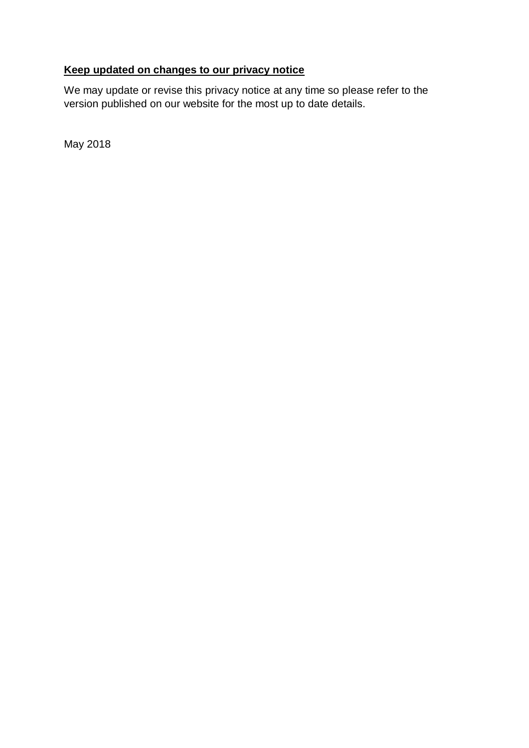**Keep updated on changes to our privacy notice**

We may update or revise this privacy notice at any time so please refer to the version published on our website for the most up to date details.

May 2018